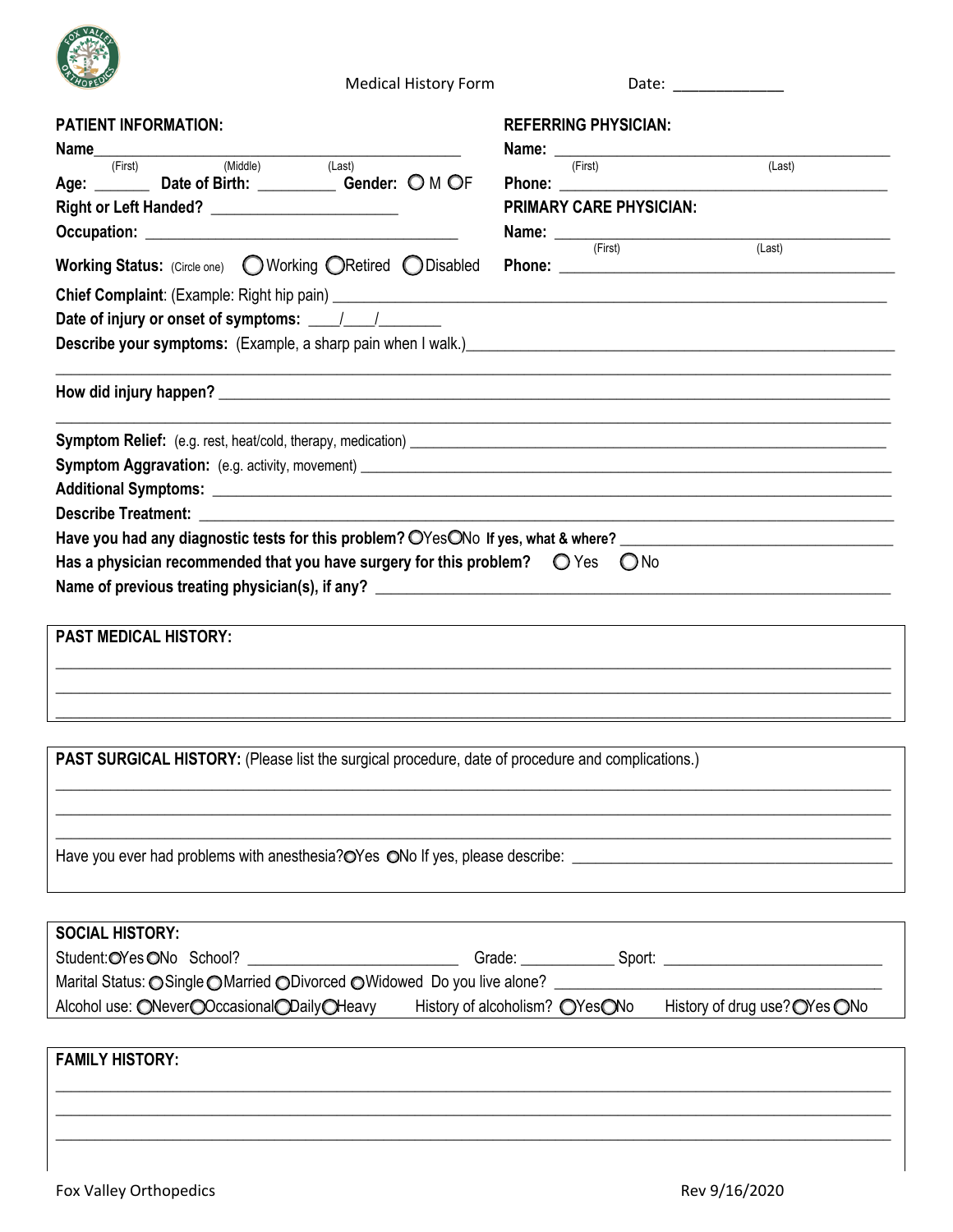Medical History Form  Date: _____________

**PATIENT INFORMATION:**

**Name**__________________________________________
(First) (Middle) (Last)

**Age:** _______ **Date of Birth:** _________ **Gender:** ○ M ○ F

**Right or Left Handed?** _______________________

**Occupation:** ________________________________________

**Working Status:** (Circle one) ○ Working ○ Retired ○ Disabled

**REFERRING PHYSICIAN:**

**Name:** ________________________________________
(First) (Last)

**Phone:** ________________________________________

**PRIMARY CARE PHYSICIAN:**

**Name:** ________________________________________
(First) (Last)

**Phone:** ________________________________________

**Chief Complaint**: (Example: Right hip pain) ________________________________________

**Date of injury or onset of symptoms:** ____/____/________

**Describe your symptoms:** (Example, a sharp pain when I walk.)________________________________________

________________________________________________________________________________

**How did injury happen?** ________________________________________

________________________________________________________________________________

**Symptom Relief:** (e.g. rest, heat/cold, therapy, medication) ________________________________________

**Symptom Aggravation:** (e.g. activity, movement) ________________________________________

**Additional Symptoms:** ________________________________________

**Describe Treatment:** ________________________________________

**Have you had any diagnostic tests for this problem?** ○Yes○No **If yes, what & where?** ______________________

**Has a physician recommended that you have surgery for this problem?** ○ Yes ○ No

**Name of previous treating physician(s), if any?** ________________________________________

**PAST MEDICAL HISTORY:**

________________________________________________________________________________

________________________________________________________________________________

________________________________________________________________________________

**PAST SURGICAL HISTORY:** (Please list the surgical procedure, date of procedure and complications.)

________________________________________________________________________________

________________________________________________________________________________

________________________________________________________________________________

Have you ever had problems with anesthesia?○Yes ○No If yes, please describe: ______________________________

**SOCIAL HISTORY:**

Student:○Yes ○No School? __________________________ Grade: ____________ Sport: ___________________________

Marital Status: ○Single ○Married ○Divorced ○Widowed Do you live alone? ________________________________________

Alcohol use: ○Never○Occasional○Daily○Heavy History of alcoholism? ○Yes○No History of drug use?○Yes ○No

**FAMILY HISTORY:**

________________________________________________________________________________

________________________________________________________________________________

________________________________________________________________________________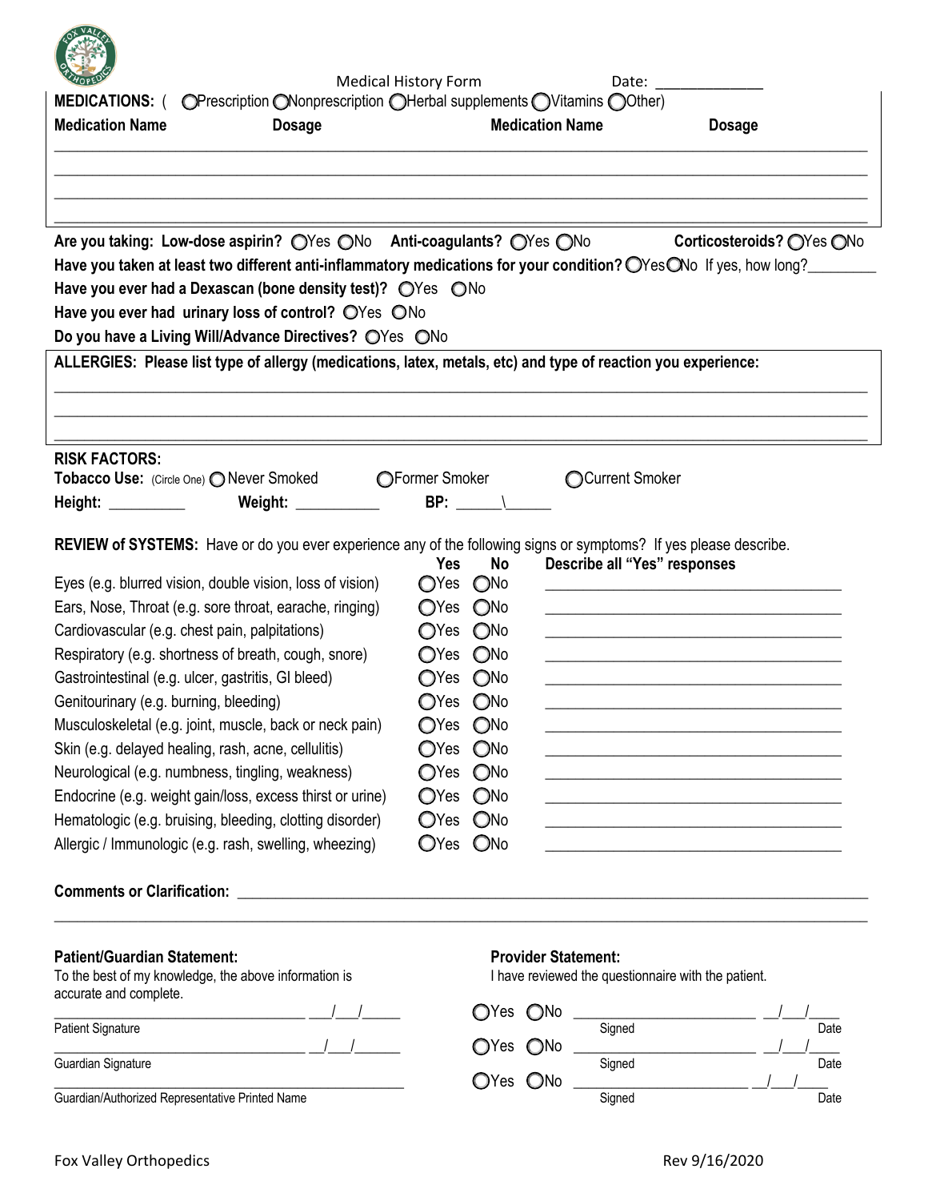Medical History Form Date: _____________

**MEDICATIONS:** ( ◯Prescription ◯Nonprescription ◯Herbal supplements ◯Vitamins ◯Other)

| Medication Name | Dosage | Medication Name | Dosage |
|---|---|---|---|
| | | | |
| | | | |
| | | | |
| | | | |

**Are you taking: Low-dose aspirin?** ◯Yes ◯No **Anti-coagulants?** ◯Yes ◯No **Corticosteroids?** ◯Yes ◯No

**Have you taken at least two different anti-inflammatory medications for your condition?** ◯Yes ◯No If yes, how long?_________

**Have you ever had a Dexascan (bone density test)?** ◯Yes ◯No

**Have you ever had urinary loss of control?** ◯Yes ◯No

**Do you have a Living Will/Advance Directives?** ◯Yes ◯No

**ALLERGIES: Please list type of allergy (medications, latex, metals, etc) and type of reaction you experience:**

_______________________________________________

_______________________________________________

_______________________________________________

**RISK FACTORS:**

**Tobacco Use:** (Circle One) ◯ Never Smoked ◯Former Smoker ◯Current Smoker

**Height:** __________ **Weight:** ___________ **BP:** ______\\______

**REVIEW of SYSTEMS:** Have or do you ever experience any of the following signs or symptoms? If yes please describe.

| | Yes | No | Describe all "Yes" responses |
|---|---|---|---|
| Eyes (e.g. blurred vision, double vision, loss of vision) | ◯Yes | ◯No | ______________________ |
| Ears, Nose, Throat (e.g. sore throat, earache, ringing) | ◯Yes | ◯No | ______________________ |
| Cardiovascular (e.g. chest pain, palpitations) | ◯Yes | ◯No | ______________________ |
| Respiratory (e.g. shortness of breath, cough, snore) | ◯Yes | ◯No | ______________________ |
| Gastrointestinal (e.g. ulcer, gastritis, GI bleed) | ◯Yes | ◯No | ______________________ |
| Genitourinary (e.g. burning, bleeding) | ◯Yes | ◯No | ______________________ |
| Musculoskeletal (e.g. joint, muscle, back or neck pain) | ◯Yes | ◯No | ______________________ |
| Skin (e.g. delayed healing, rash, acne, cellulitis) | ◯Yes | ◯No | ______________________ |
| Neurological (e.g. numbness, tingling, weakness) | ◯Yes | ◯No | ______________________ |
| Endocrine (e.g. weight gain/loss, excess thirst or urine) | ◯Yes | ◯No | ______________________ |
| Hematologic (e.g. bruising, bleeding, clotting disorder) | ◯Yes | ◯No | ______________________ |
| Allergic / Immunologic (e.g. rash, swelling, wheezing) | ◯Yes | ◯No | ______________________ |

**Comments or Clarification:** _______________________________________________

_______________________________________________

**Patient/Guardian Statement:**

To the best of my knowledge, the above information is accurate and complete.

_________________________________ ___/___/_____
Patient Signature

_________________________________ __/___/______
Guardian Signature

_______________________________________________
Guardian/Authorized Representative Printed Name

**Provider Statement:**

I have reviewed the questionnaire with the patient.

◯Yes ◯No ______________________ __/___/____
Signed Date

◯Yes ◯No ______________________ __/___/____
Signed Date

◯Yes ◯No ______________________ __/___/____
Signed Date

Fox Valley Orthopedics Rev 9/16/2020